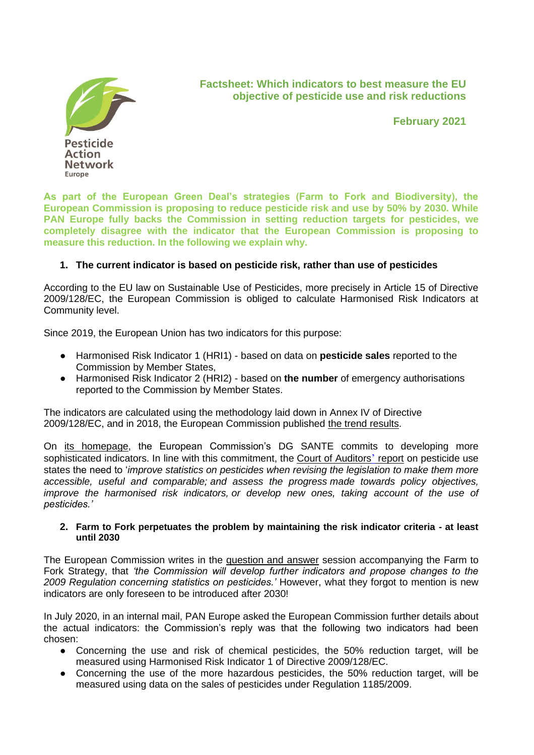# Factsheet: Which indicators to best measure the EU objective of pesticide use and risk reductions

**February 2021**

Pesticide Action Network Europe

**As part of the European Green Deal's strategies (Farm to Fork and Biodiversity), the European Commission is proposing to reduce pesticide risk and use by 50% by 2030. While PAN Europe fully backs the Commission in setting reduction targets for pesticides, we completely disagree with the indicator that the European Commission is proposing to measure this reduction. In the following we explain why.**

## 1. The current indicator is based on pesticide risk, rather than use of pesticides

According to the EU law on Sustainable Use of Pesticides, more precisely in Article 15 of Directive 2009/128/EC, the European Commission is obliged to calculate Harmonised Risk Indicators at Community level.

Since 2019, the European Union has two indicators for this purpose:

- Harmonised Risk Indicator 1 (HRI1) - based on data on **pesticide sales** reported to the Commission by Member States,
- Harmonised Risk Indicator 2 (HRI2) - based on **the number** of emergency authorisations reported to the Commission by Member States.

The indicators are calculated using the methodology laid down in Annex IV of Directive 2009/128/EC, and in 2018, the European Commission published the trend results.

On its homepage, the European Commission's DG SANTE commits to developing more sophisticated indicators. In line with this commitment, the Court of Auditors' report on pesticide use states the need to '*improve statistics on pesticides when revising the legislation to make them more accessible, useful and comparable; and assess the progress made towards policy objectives, improve the harmonised risk indicators, or develop new ones, taking account of the use of pesticides.*'

## 2. Farm to Fork perpetuates the problem by maintaining the risk indicator criteria - at least until 2030

The European Commission writes in the question and answer session accompanying the Farm to Fork Strategy, that *'the Commission will develop further indicators and propose changes to the 2009 Regulation concerning statistics on pesticides.'* However, what they forgot to mention is new indicators are only foreseen to be introduced after 2030!

In July 2020, in an internal mail, PAN Europe asked the European Commission further details about the actual indicators: the Commission's reply was that the following two indicators had been chosen:

- Concerning the use and risk of chemical pesticides, the 50% reduction target, will be measured using Harmonised Risk Indicator 1 of Directive 2009/128/EC.
- Concerning the use of the more hazardous pesticides, the 50% reduction target, will be measured using data on the sales of pesticides under Regulation 1185/2009.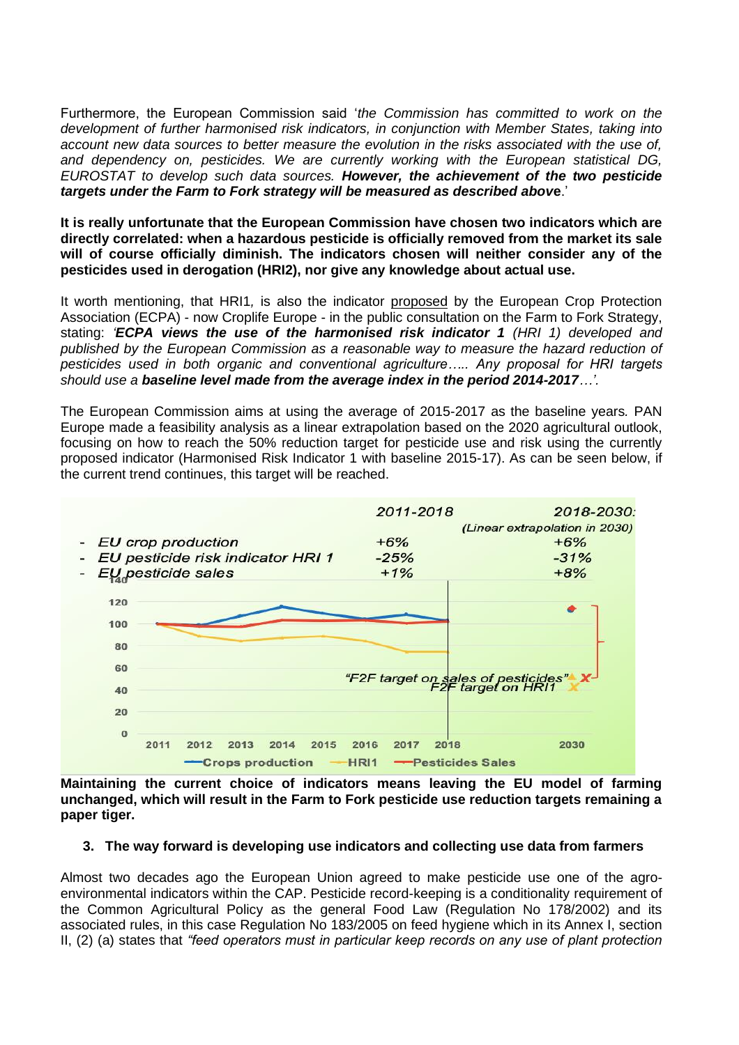Furthermore, the European Commission said '*the Commission has committed to work on the development of further harmonised risk indicators, in conjunction with Member States, taking into account new data sources to better measure the evolution in the risks associated with the use of, and dependency on, pesticides. We are currently working with the European statistical DG, EUROSTAT to develop such data sources.* ***However, the achievement of the two pesticide targets under the Farm to Fork strategy will be measured as described above***.'

**It is really unfortunate that the European Commission have chosen two indicators which are directly correlated: when a hazardous pesticide is officially removed from the market its sale will of course officially diminish. The indicators chosen will neither consider any of the pesticides used in derogation (HRI2), nor give any knowledge about actual use.**

It worth mentioning, that HRI1, is also the indicator proposed by the European Crop Protection Association (ECPA) - now Croplife Europe - in the public consultation on the Farm to Fork Strategy, stating: '***ECPA views the use of the harmonised risk indicator 1*** *(HRI 1) developed and published by the European Commission as a reasonable way to measure the hazard reduction of pesticides used in both organic and conventional agriculture….. Any proposal for HRI targets should use a* ***baseline level made from the average index in the period 2014-2017****…'.*

The European Commission aims at using the average of 2015-2017 as the baseline years. PAN Europe made a feasibility analysis as a linear extrapolation based on the 2020 agricultural outlook, focusing on how to reach the 50% reduction target for pesticide use and risk using the currently proposed indicator (Harmonised Risk Indicator 1 with baseline 2015-17). As can be seen below, if the current trend continues, this target will be reached.

| | 2011-2018 | 2018-2030: (Linear extrapolation in 2030) |
|---|---|---|
| EU crop production | +6% | +6% |
| EU pesticide risk indicator HRI 1 | -25% | -31% |
| EU pesticide sales | +1% | +8% |

**Maintaining the current choice of indicators means leaving the EU model of farming unchanged, which will result in the Farm to Fork pesticide use reduction targets remaining a paper tiger.**

### 3. The way forward is developing use indicators and collecting use data from farmers

Almost two decades ago the European Union agreed to make pesticide use one of the agro-environmental indicators within the CAP. Pesticide record-keeping is a conditionality requirement of the Common Agricultural Policy as the general Food Law (Regulation No 178/2002) and its associated rules, in this case Regulation No 183/2005 on feed hygiene which in its Annex I, section II, (2) (a) states that *"feed operators must in particular keep records on any use of plant protection*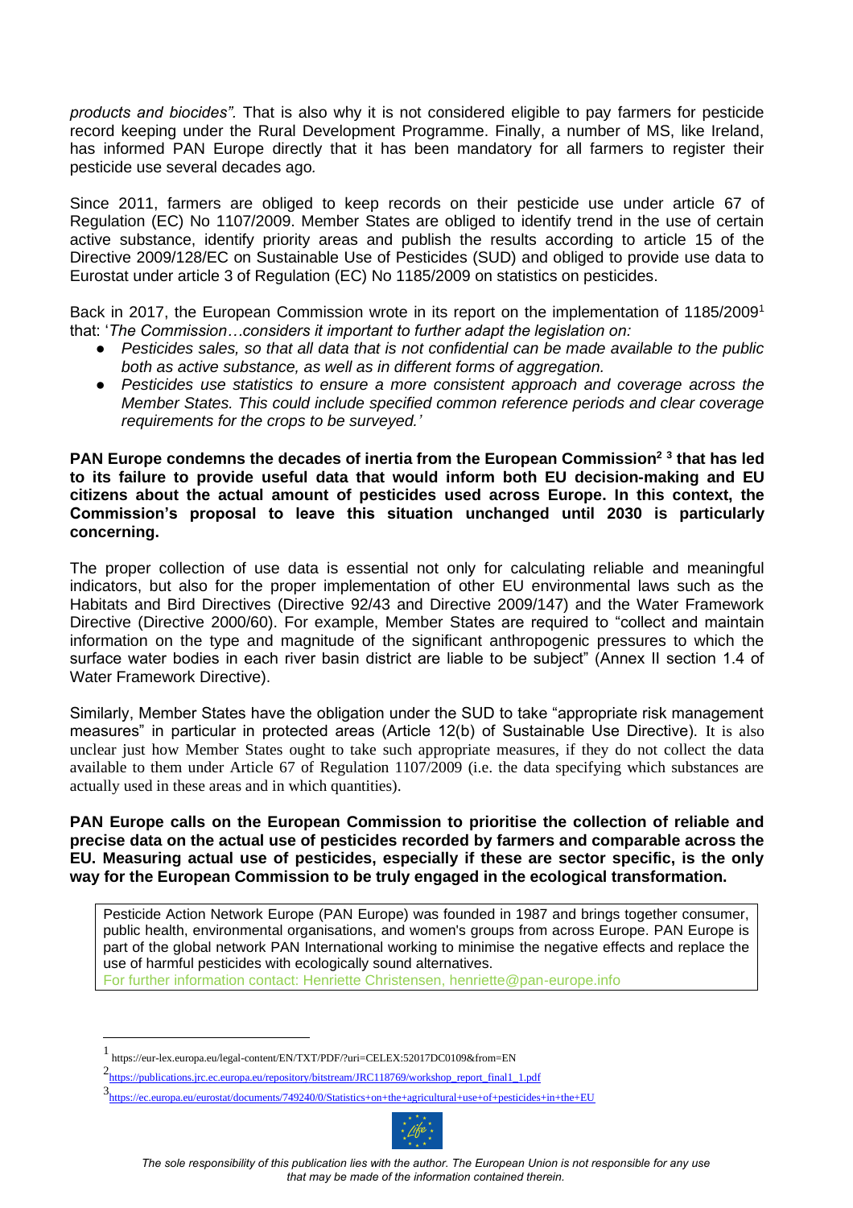*products and biocides".* That is also why it is not considered eligible to pay farmers for pesticide record keeping under the Rural Development Programme. Finally, a number of MS, like Ireland, has informed PAN Europe directly that it has been mandatory for all farmers to register their pesticide use several decades ago*.*

Since 2011, farmers are obliged to keep records on their pesticide use under article 67 of Regulation (EC) No 1107/2009. Member States are obliged to identify trend in the use of certain active substance, identify priority areas and publish the results according to article 15 of the Directive 2009/128/EC on Sustainable Use of Pesticides (SUD) and obliged to provide use data to Eurostat under article 3 of Regulation (EC) No 1185/2009 on statistics on pesticides.

Back in 2017, the European Commission wrote in its report on the implementation of 1185/2009[1] that: '*The Commission…considers it important to further adapt the legislation on:*

- *Pesticides sales, so that all data that is not confidential can be made available to the public both as active substance, as well as in different forms of aggregation.*
- *Pesticides use statistics to ensure a more consistent approach and coverage across the Member States. This could include specified common reference periods and clear coverage requirements for the crops to be surveyed.'*

**PAN Europe condemns the decades of inertia from the European Commission[2] [3] that has led to its failure to provide useful data that would inform both EU decision-making and EU citizens about the actual amount of pesticides used across Europe. In this context, the Commission's proposal to leave this situation unchanged until 2030 is particularly concerning.**

The proper collection of use data is essential not only for calculating reliable and meaningful indicators, but also for the proper implementation of other EU environmental laws such as the Habitats and Bird Directives (Directive 92/43 and Directive 2009/147) and the Water Framework Directive (Directive 2000/60). For example, Member States are required to "collect and maintain information on the type and magnitude of the significant anthropogenic pressures to which the surface water bodies in each river basin district are liable to be subject" (Annex II section 1.4 of Water Framework Directive).

Similarly, Member States have the obligation under the SUD to take "appropriate risk management measures" in particular in protected areas (Article 12(b) of Sustainable Use Directive). It is also unclear just how Member States ought to take such appropriate measures, if they do not collect the data available to them under Article 67 of Regulation 1107/2009 (i.e. the data specifying which substances are actually used in these areas and in which quantities).

**PAN Europe calls on the European Commission to prioritise the collection of reliable and precise data on the actual use of pesticides recorded by farmers and comparable across the EU. Measuring actual use of pesticides, especially if these are sector specific, is the only way for the European Commission to be truly engaged in the ecological transformation.**

Pesticide Action Network Europe (PAN Europe) was founded in 1987 and brings together consumer, public health, environmental organisations, and women's groups from across Europe. PAN Europe is part of the global network PAN International working to minimise the negative effects and replace the use of harmful pesticides with ecologically sound alternatives.
For further information contact: Henriette Christensen, henriette@pan-europe.info

[1] https://eur-lex.europa.eu/legal-content/EN/TXT/PDF/?uri=CELEX:52017DC0109&from=EN

[2] https://publications.jrc.ec.europa.eu/repository/bitstream/JRC118769/workshop_report_final1_1.pdf

[3] https://ec.europa.eu/eurostat/documents/749240/0/Statistics+on+the+agricultural+use+of+pesticides+in+the+EU

*The sole responsibility of this publication lies with the author. The European Union is not responsible for any use that may be made of the information contained therein.*